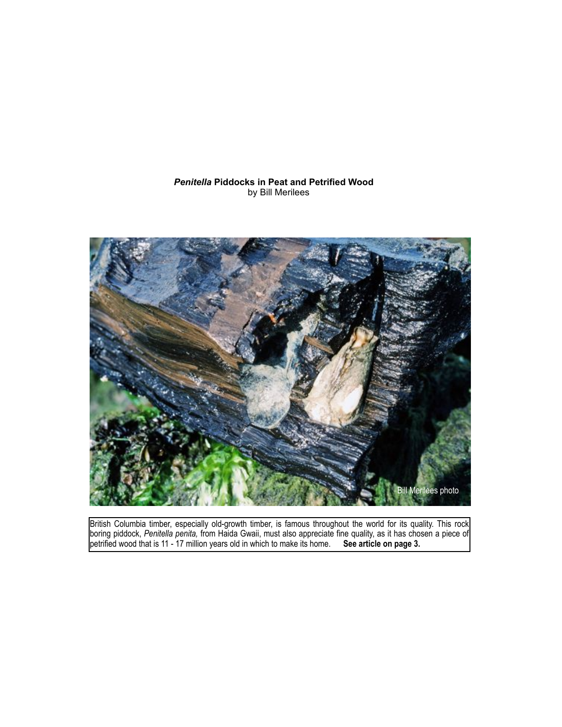***Penitella* Piddocks in Peat and Petrified Wood**
by Bill Merilees

Bill Merilees photo

British Columbia timber, especially old-growth timber, is famous throughout the world for its quality. This rock boring piddock, *Penitella penita,* from Haida Gwaii, must also appreciate fine quality, as it has chosen a piece of petrified wood that is 11 - 17 million years old in which to make its home. **See article on page 3.**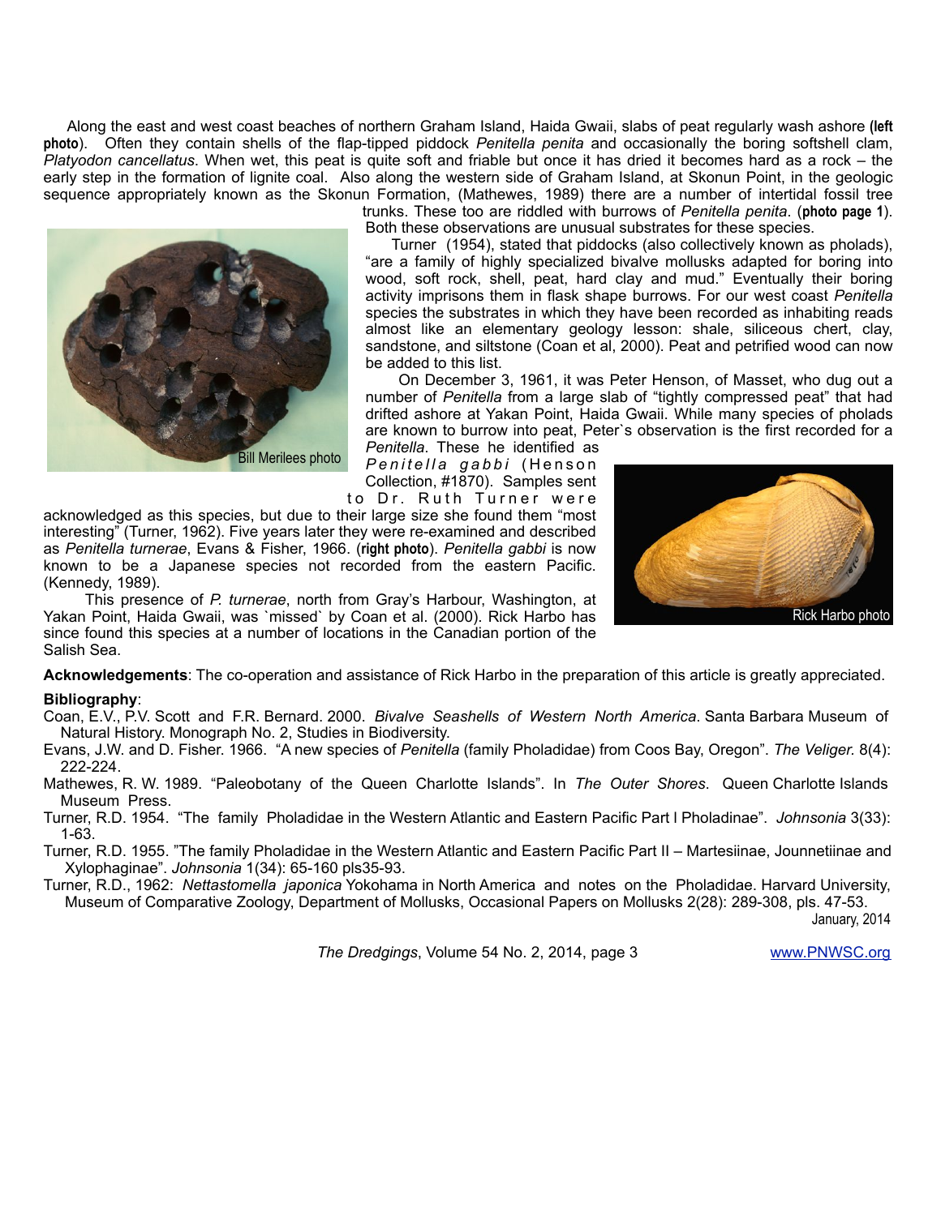Along the east and west coast beaches of northern Graham Island, Haida Gwaii, slabs of peat regularly wash ashore (**left photo**). Often they contain shells of the flap-tipped piddock *Penitella penita* and occasionally the boring softshell clam, *Platyodon cancellatus*. When wet, this peat is quite soft and friable but once it has dried it becomes hard as a rock – the early step in the formation of lignite coal. Also along the western side of Graham Island, at Skonun Point, in the geologic sequence appropriately known as the Skonun Formation, (Mathewes, 1989) there are a number of intertidal fossil tree trunks. These too are riddled with burrows of *Penitella penita*. (**photo page 1**). Both these observations are unusual substrates for these species.

Bill Merilees photo

Turner (1954), stated that piddocks (also collectively known as pholads), "are a family of highly specialized bivalve mollusks adapted for boring into wood, soft rock, shell, peat, hard clay and mud." Eventually their boring activity imprisons them in flask shape burrows. For our west coast *Penitella* species the substrates in which they have been recorded as inhabiting reads almost like an elementary geology lesson: shale, siliceous chert, clay, sandstone, and siltstone (Coan et al, 2000). Peat and petrified wood can now be added to this list.

On December 3, 1961, it was Peter Henson, of Masset, who dug out a number of *Penitella* from a large slab of "tightly compressed peat" that had drifted ashore at Yakan Point, Haida Gwaii. While many species of pholads are known to burrow into peat, Peter`s observation is the first recorded for a *Penitella*. These he identified as *Penitella gabbi* (Henson Collection, #1870). Samples sent to Dr. Ruth Turner were acknowledged as this species, but due to their large size she found them "most interesting" (Turner, 1962). Five years later they were re-examined and described as *Penitella turnerae*, Evans & Fisher, 1966. (**right photo**). *Penitella gabbi* is now known to be a Japanese species not recorded from the eastern Pacific. (Kennedy, 1989).

Rick Harbo photo

This presence of *P. turnerae*, north from Gray's Harbour, Washington, at Yakan Point, Haida Gwaii, was `missed` by Coan et al. (2000). Rick Harbo has since found this species at a number of locations in the Canadian portion of the Salish Sea.

**Acknowledgements**: The co-operation and assistance of Rick Harbo in the preparation of this article is greatly appreciated.

**Bibliography**:

Coan, E.V., P.V. Scott and F.R. Bernard. 2000. *Bivalve Seashells of Western North America*. Santa Barbara Museum of Natural History. Monograph No. 2, Studies in Biodiversity.

Evans, J.W. and D. Fisher. 1966. "A new species of *Penitella* (family Pholadidae) from Coos Bay, Oregon". *The Veliger.* 8(4): 222-224.

Mathewes, R. W. 1989. "Paleobotany of the Queen Charlotte Islands". In *The Outer Shores*. Queen Charlotte Islands Museum Press.

Turner, R.D. 1954. "The family Pholadidae in the Western Atlantic and Eastern Pacific Part I Pholadinae". *Johnsonia* 3(33): 1-63.

Turner, R.D. 1955. "The family Pholadidae in the Western Atlantic and Eastern Pacific Part II – Martesiinae, Jouannetiinae and Xylophaginae". *Johnsonia* 1(34): 65-160 pls35-93.

Turner, R.D., 1962: *Nettastomella japonica* Yokohama in North America and notes on the Pholadidae. Harvard University, Museum of Comparative Zoology, Department of Mollusks, Occasional Papers on Mollusks 2(28): 289-308, pls. 47-53.

January, 2014